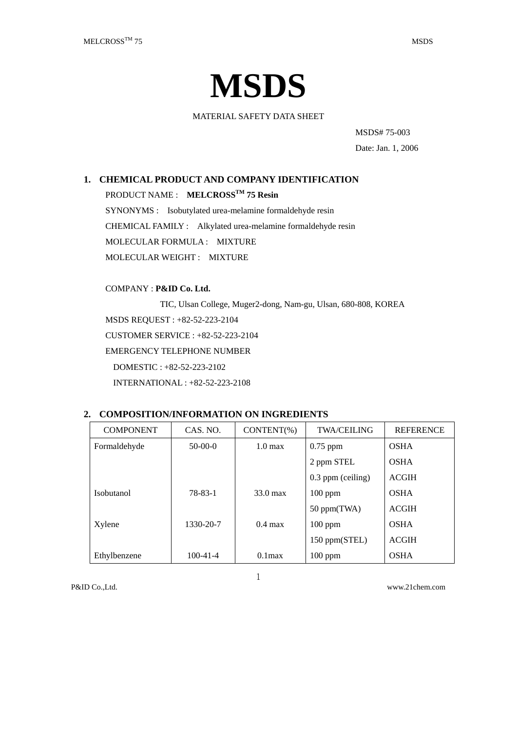# MSDS

MATERIAL SAFETY DATA SHEET

MSDS# 75-003

Date: Jan. 1, 2006

## 1. CHEMICAL PRODUCT AND COMPANY IDENTIFICATION

PRODUCT NAME : **MELCROSS[TM] 75 Resin**

SYNONYMS : Isobutylated urea-melamine formaldehyde resin

CHEMICAL FAMILY : Alkylated urea-melamine formaldehyde resin

MOLECULAR FORMULA : MIXTURE

MOLECULAR WEIGHT : MIXTURE

COMPANY : **P&ID Co. Ltd.**

TIC, Ulsan College, Muger2-dong, Nam-gu, Ulsan, 680-808, KOREA

MSDS REQUEST : +82-52-223-2104

CUSTOMER SERVICE : +82-52-223-2104

EMERGENCY TELEPHONE NUMBER

DOMESTIC : +82-52-223-2102

INTERNATIONAL : +82-52-223-2108

## 2. COMPOSITION/INFORMATION ON INGREDIENTS

| COMPONENT | CAS. NO. | CONTENT(%) | TWA/CEILING | REFERENCE |
|---|---|---|---|---|
| Formaldehyde | 50-00-0 | 1.0 max | 0.75 ppm | OSHA |
| | | | 2 ppm STEL | OSHA |
| | | | 0.3 ppm (ceiling) | ACGIH |
| Isobutanol | 78-83-1 | 33.0 max | 100 ppm | OSHA |
| | | | 50 ppm(TWA) | ACGIH |
| Xylene | 1330-20-7 | 0.4 max | 100 ppm | OSHA |
| | | | 150 ppm(STEL) | ACGIH |
| Ethylbenzene | 100-41-4 | 0.1max | 100 ppm | OSHA |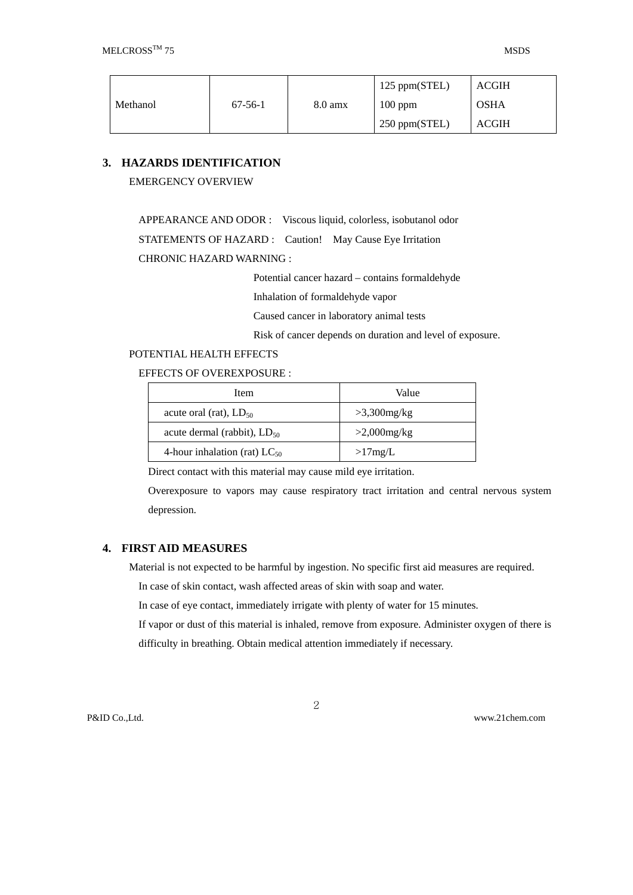| Methanol | 67-56-1 | 8.0 amx | 125 ppm(STEL)<br>100 ppm<br>250 ppm(STEL) | ACGIH<br>OSHA<br>ACGIH |
|---|---|---|---|---|

## 3. HAZARDS IDENTIFICATION

EMERGENCY OVERVIEW

APPEARANCE AND ODOR : Viscous liquid, colorless, isobutanol odor

STATEMENTS OF HAZARD : Caution! May Cause Eye Irritation

CHRONIC HAZARD WARNING :

Potential cancer hazard – contains formaldehyde
Inhalation of formaldehyde vapor
Caused cancer in laboratory animal tests
Risk of cancer depends on duration and level of exposure.

POTENTIAL HEALTH EFFECTS

EFFECTS OF OVEREXPOSURE :

| Item | Value |
|---|---|
| acute oral (rat), $LD_{50}$ | >3,300mg/kg |
| acute dermal (rabbit), $LD_{50}$ | >2,000mg/kg |
| 4-hour inhalation (rat) $LC_{50}$ | >17mg/L |

Direct contact with this material may cause mild eye irritation.

Overexposure to vapors may cause respiratory tract irritation and central nervous system depression.

## 4. FIRST AID MEASURES

Material is not expected to be harmful by ingestion. No specific first aid measures are required.

In case of skin contact, wash affected areas of skin with soap and water.

In case of eye contact, immediately irrigate with plenty of water for 15 minutes.

If vapor or dust of this material is inhaled, remove from exposure. Administer oxygen of there is difficulty in breathing. Obtain medical attention immediately if necessary.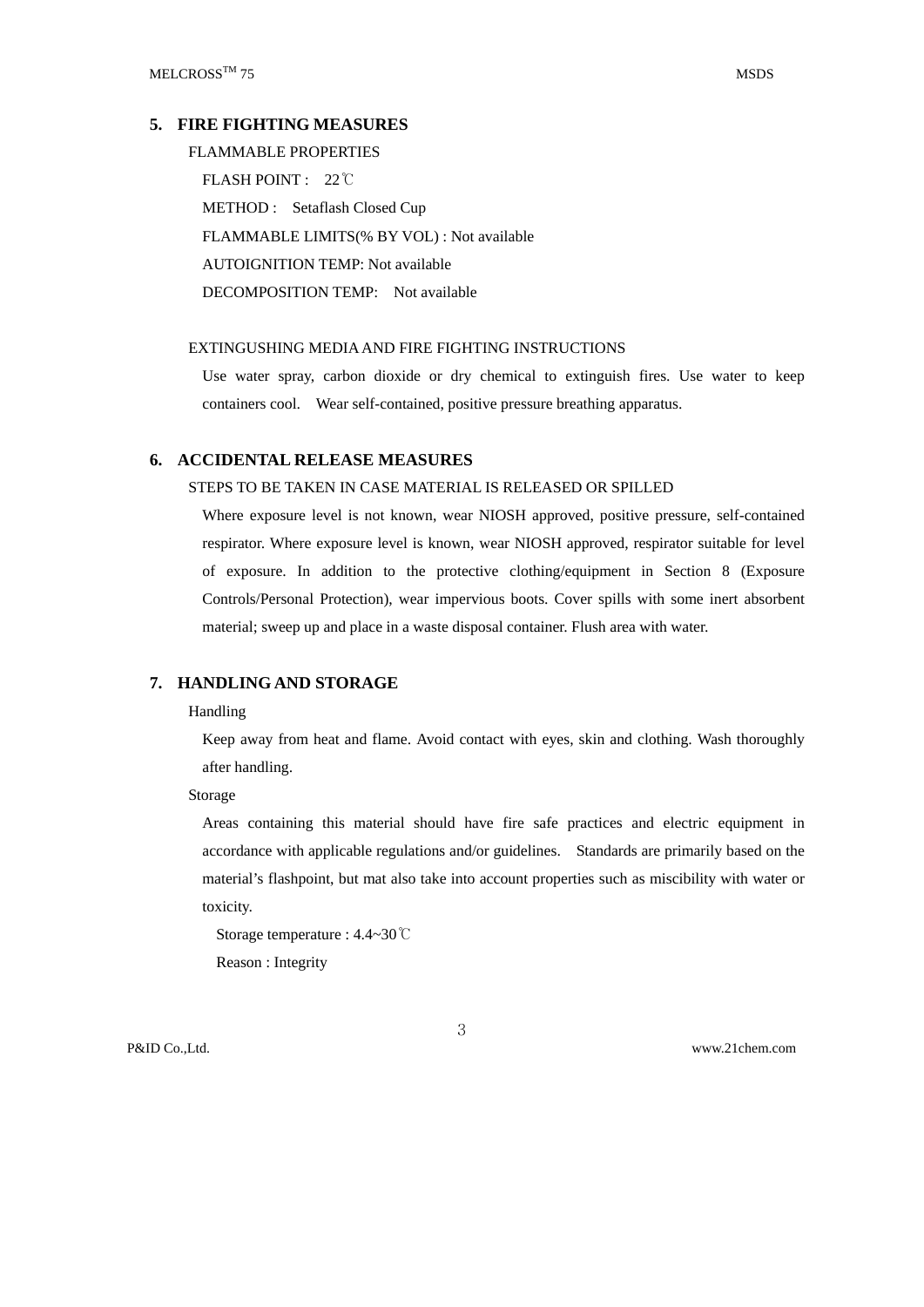## 5. FIRE FIGHTING MEASURES

FLAMMABLE PROPERTIES

FLASH POINT : 22℃

METHOD : Setaflash Closed Cup

FLAMMABLE LIMITS(% BY VOL) : Not available

AUTOIGNITION TEMP: Not available

DECOMPOSITION TEMP: Not available

EXTINGUSHING MEDIA AND FIRE FIGHTING INSTRUCTIONS

Use water spray, carbon dioxide or dry chemical to extinguish fires. Use water to keep containers cool. Wear self-contained, positive pressure breathing apparatus.

## 6. ACCIDENTAL RELEASE MEASURES

STEPS TO BE TAKEN IN CASE MATERIAL IS RELEASED OR SPILLED

Where exposure level is not known, wear NIOSH approved, positive pressure, self-contained respirator. Where exposure level is known, wear NIOSH approved, respirator suitable for level of exposure. In addition to the protective clothing/equipment in Section 8 (Exposure Controls/Personal Protection), wear impervious boots. Cover spills with some inert absorbent material; sweep up and place in a waste disposal container. Flush area with water.

## 7. HANDLING AND STORAGE

Handling

Keep away from heat and flame. Avoid contact with eyes, skin and clothing. Wash thoroughly after handling.

Storage

Areas containing this material should have fire safe practices and electric equipment in accordance with applicable regulations and/or guidelines. Standards are primarily based on the material's flashpoint, but mat also take into account properties such as miscibility with water or toxicity.

Storage temperature : 4.4~30℃

Reason : Integrity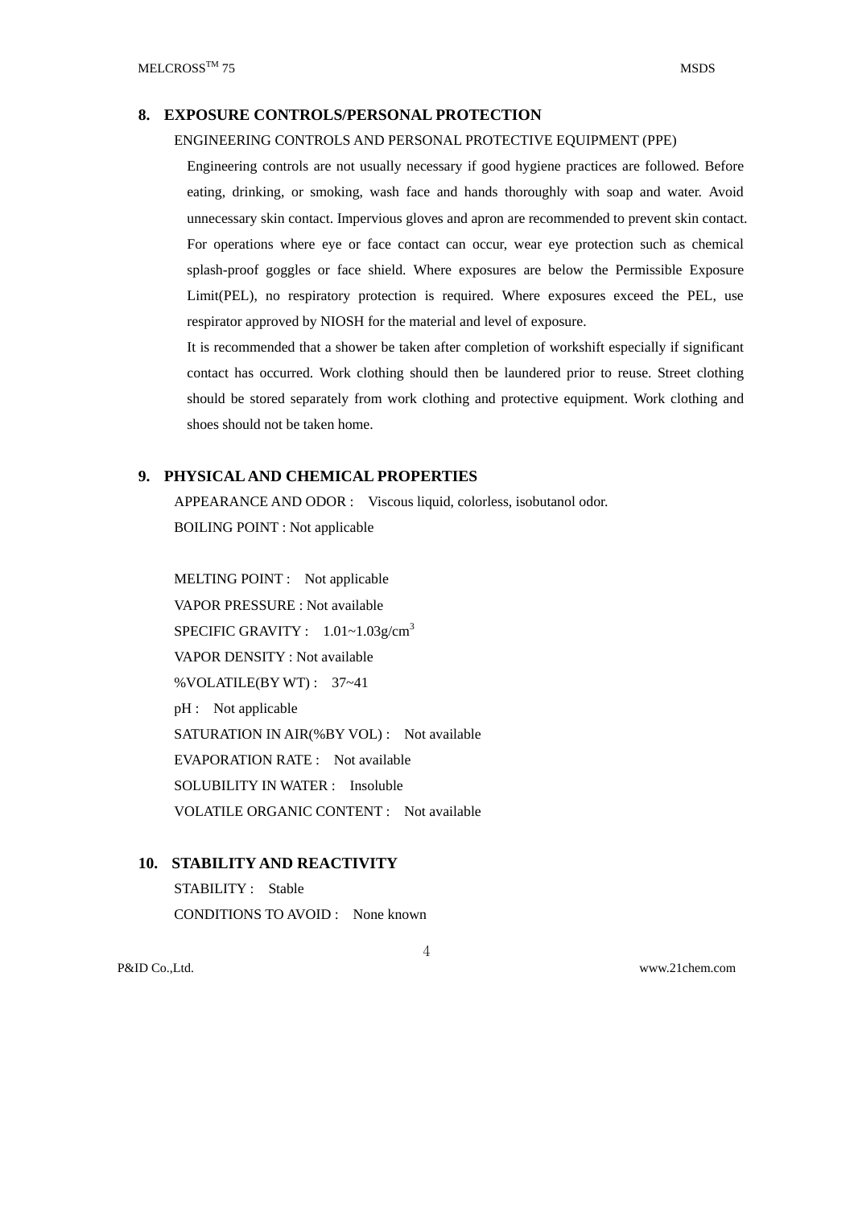## 8. EXPOSURE CONTROLS/PERSONAL PROTECTION

ENGINEERING CONTROLS AND PERSONAL PROTECTIVE EQUIPMENT (PPE)

Engineering controls are not usually necessary if good hygiene practices are followed. Before eating, drinking, or smoking, wash face and hands thoroughly with soap and water. Avoid unnecessary skin contact. Impervious gloves and apron are recommended to prevent skin contact. For operations where eye or face contact can occur, wear eye protection such as chemical splash-proof goggles or face shield. Where exposures are below the Permissible Exposure Limit(PEL), no respiratory protection is required. Where exposures exceed the PEL, use respirator approved by NIOSH for the material and level of exposure.

It is recommended that a shower be taken after completion of workshift especially if significant contact has occurred. Work clothing should then be laundered prior to reuse. Street clothing should be stored separately from work clothing and protective equipment. Work clothing and shoes should not be taken home.

## 9. PHYSICAL AND CHEMICAL PROPERTIES

APPEARANCE AND ODOR : Viscous liquid, colorless, isobutanol odor.

BOILING POINT : Not applicable

MELTING POINT : Not applicable

VAPOR PRESSURE : Not available

SPECIFIC GRAVITY : 1.01~1.03g/cm$^3$

VAPOR DENSITY : Not available

%VOLATILE(BY WT) : 37~41

pH : Not applicable

SATURATION IN AIR(%BY VOL) : Not available

EVAPORATION RATE : Not available

SOLUBILITY IN WATER : Insoluble

VOLATILE ORGANIC CONTENT : Not available

## 10. STABILITY AND REACTIVITY

STABILITY : Stable

CONDITIONS TO AVOID : None known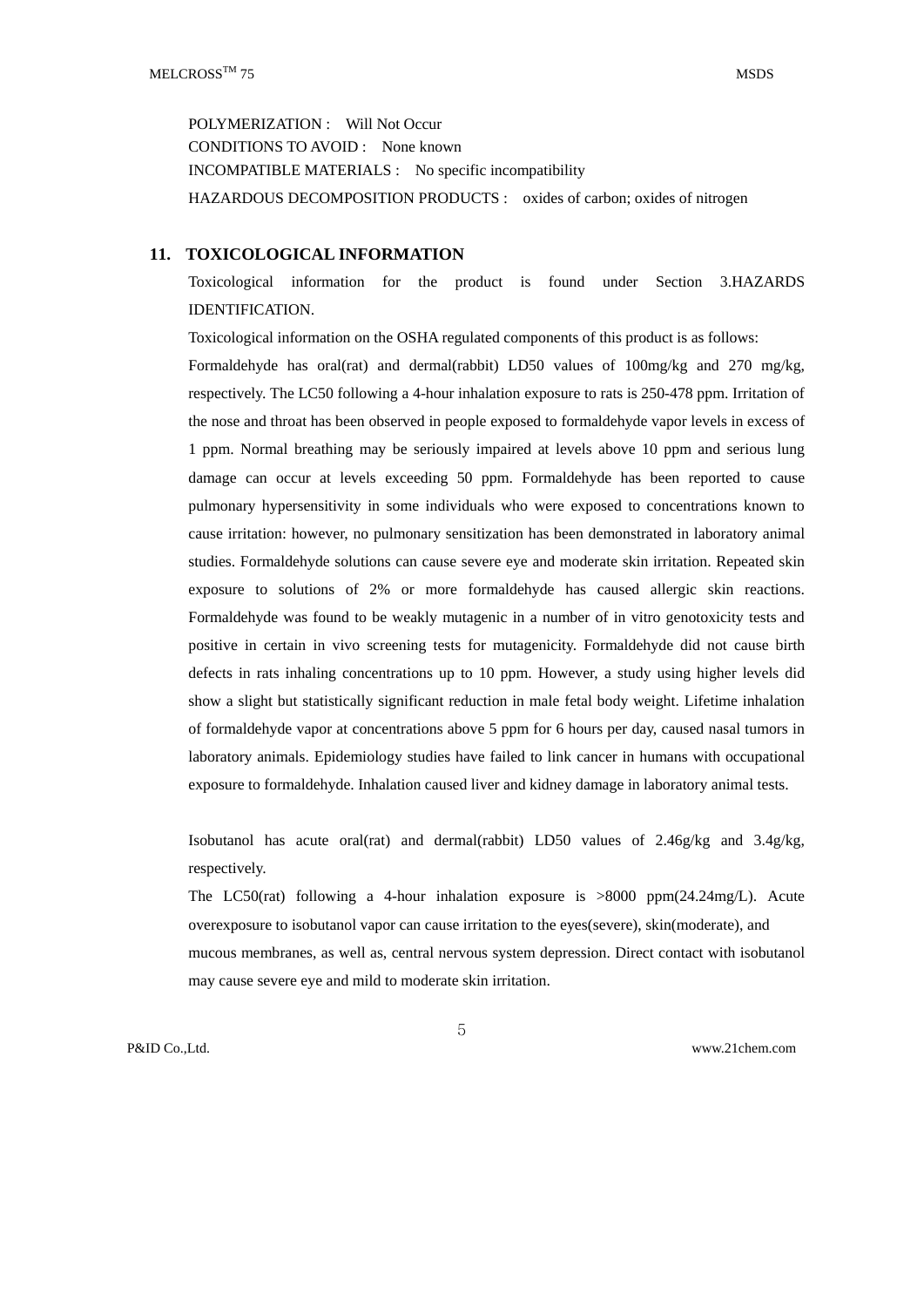POLYMERIZATION : Will Not Occur
CONDITIONS TO AVOID : None known
INCOMPATIBLE MATERIALS : No specific incompatibility
HAZARDOUS DECOMPOSITION PRODUCTS : oxides of carbon; oxides of nitrogen

## 11. TOXICOLOGICAL INFORMATION

Toxicological information for the product is found under Section 3.HAZARDS IDENTIFICATION.

Toxicological information on the OSHA regulated components of this product is as follows:

Formaldehyde has oral(rat) and dermal(rabbit) LD50 values of 100mg/kg and 270 mg/kg, respectively. The LC50 following a 4-hour inhalation exposure to rats is 250-478 ppm. Irritation of the nose and throat has been observed in people exposed to formaldehyde vapor levels in excess of 1 ppm. Normal breathing may be seriously impaired at levels above 10 ppm and serious lung damage can occur at levels exceeding 50 ppm. Formaldehyde has been reported to cause pulmonary hypersensitivity in some individuals who were exposed to concentrations known to cause irritation: however, no pulmonary sensitization has been demonstrated in laboratory animal studies. Formaldehyde solutions can cause severe eye and moderate skin irritation. Repeated skin exposure to solutions of 2% or more formaldehyde has caused allergic skin reactions. Formaldehyde was found to be weakly mutagenic in a number of in vitro genotoxicity tests and positive in certain in vivo screening tests for mutagenicity. Formaldehyde did not cause birth defects in rats inhaling concentrations up to 10 ppm. However, a study using higher levels did show a slight but statistically significant reduction in male fetal body weight. Lifetime inhalation of formaldehyde vapor at concentrations above 5 ppm for 6 hours per day, caused nasal tumors in laboratory animals. Epidemiology studies have failed to link cancer in humans with occupational exposure to formaldehyde. Inhalation caused liver and kidney damage in laboratory animal tests.

Isobutanol has acute oral(rat) and dermal(rabbit) LD50 values of 2.46g/kg and 3.4g/kg, respectively.

The LC50(rat) following a 4-hour inhalation exposure is >8000 ppm(24.24mg/L). Acute overexposure to isobutanol vapor can cause irritation to the eyes(severe), skin(moderate), and mucous membranes, as well as, central nervous system depression. Direct contact with isobutanol may cause severe eye and mild to moderate skin irritation.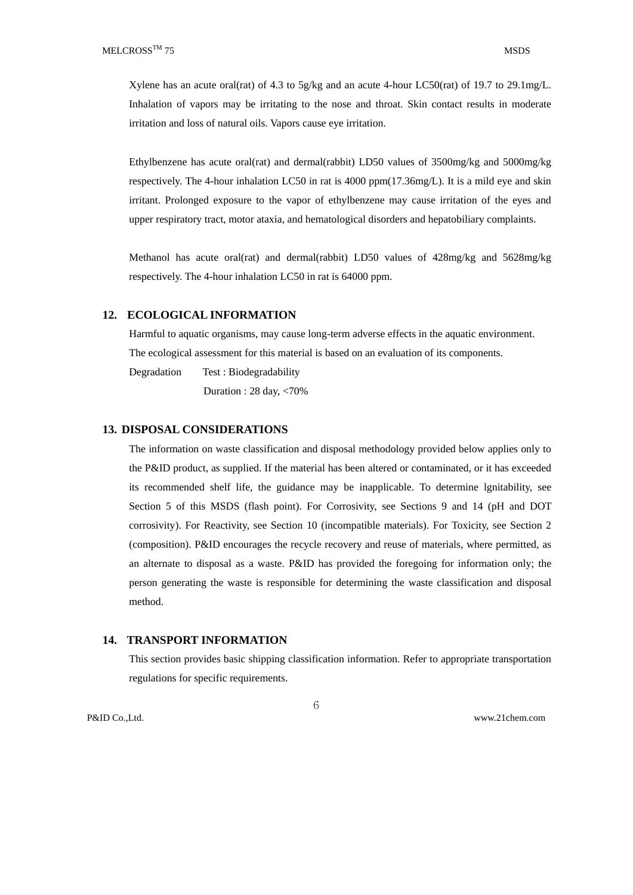Xylene has an acute oral(rat) of 4.3 to 5g/kg and an acute 4-hour LC50(rat) of 19.7 to 29.1mg/L. Inhalation of vapors may be irritating to the nose and throat. Skin contact results in moderate irritation and loss of natural oils. Vapors cause eye irritation.

Ethylbenzene has acute oral(rat) and dermal(rabbit) LD50 values of 3500mg/kg and 5000mg/kg respectively. The 4-hour inhalation LC50 in rat is 4000 ppm(17.36mg/L). It is a mild eye and skin irritant. Prolonged exposure to the vapor of ethylbenzene may cause irritation of the eyes and upper respiratory tract, motor ataxia, and hematological disorders and hepatobiliary complaints.

Methanol has acute oral(rat) and dermal(rabbit) LD50 values of 428mg/kg and 5628mg/kg respectively. The 4-hour inhalation LC50 in rat is 64000 ppm.

## 12. ECOLOGICAL INFORMATION

Harmful to aquatic organisms, may cause long-term adverse effects in the aquatic environment.
The ecological assessment for this material is based on an evaluation of its components.

Degradation Test : Biodegradability
Duration : 28 day, <70%

## 13. DISPOSAL CONSIDERATIONS

The information on waste classification and disposal methodology provided below applies only to the P&ID product, as supplied. If the material has been altered or contaminated, or it has exceeded its recommended shelf life, the guidance may be inapplicable. To determine lgnitability, see Section 5 of this MSDS (flash point). For Corrosivity, see Sections 9 and 14 (pH and DOT corrosivity). For Reactivity, see Section 10 (incompatible materials). For Toxicity, see Section 2 (composition). P&ID encourages the recycle recovery and reuse of materials, where permitted, as an alternate to disposal as a waste. P&ID has provided the foregoing for information only; the person generating the waste is responsible for determining the waste classification and disposal method.

## 14. TRANSPORT INFORMATION

This section provides basic shipping classification information. Refer to appropriate transportation regulations for specific requirements.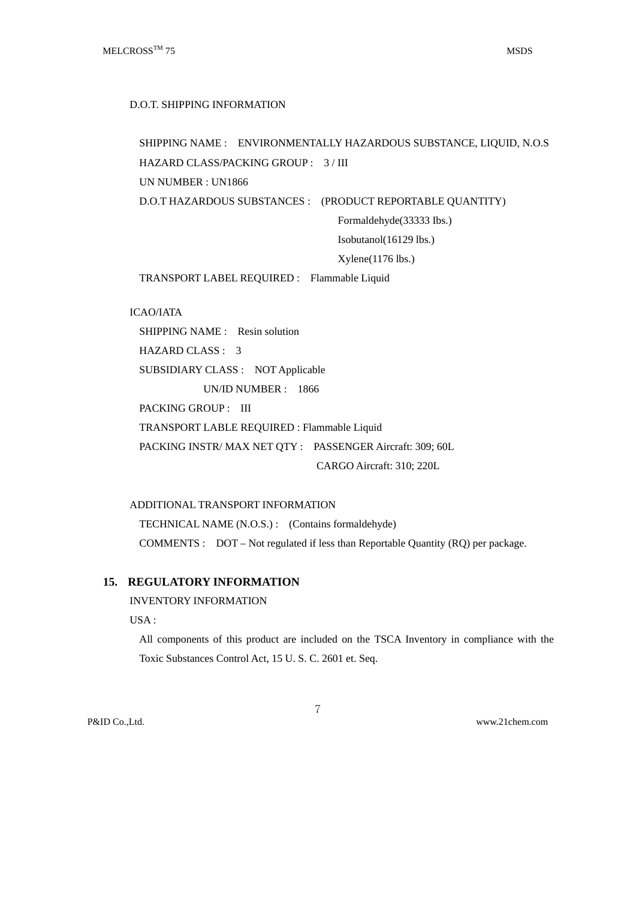D.O.T. SHIPPING INFORMATION

SHIPPING NAME : ENVIRONMENTALLY HAZARDOUS SUBSTANCE, LIQUID, N.O.S

HAZARD CLASS/PACKING GROUP : 3 / III

UN NUMBER : UN1866

D.O.T HAZARDOUS SUBSTANCES : (PRODUCT REPORTABLE QUANTITY)

Formaldehyde(33333 Ibs.)

Isobutanol(16129 lbs.)

Xylene(1176 lbs.)

TRANSPORT LABEL REQUIRED : Flammable Liquid

ICAO/IATA

SHIPPING NAME : Resin solution

HAZARD CLASS : 3

SUBSIDIARY CLASS : NOT Applicable

UN/ID NUMBER : 1866

PACKING GROUP : III

TRANSPORT LABLE REQUIRED : Flammable Liquid

PACKING INSTR/ MAX NET QTY : PASSENGER Aircraft: 309; 60L

CARGO Aircraft: 310; 220L

ADDITIONAL TRANSPORT INFORMATION

TECHNICAL NAME (N.O.S.) : (Contains formaldehyde)

COMMENTS : DOT – Not regulated if less than Reportable Quantity (RQ) per package.

## 15. REGULATORY INFORMATION

INVENTORY INFORMATION

USA :

All components of this product are included on the TSCA Inventory in compliance with the Toxic Substances Control Act, 15 U. S. C. 2601 et. Seq.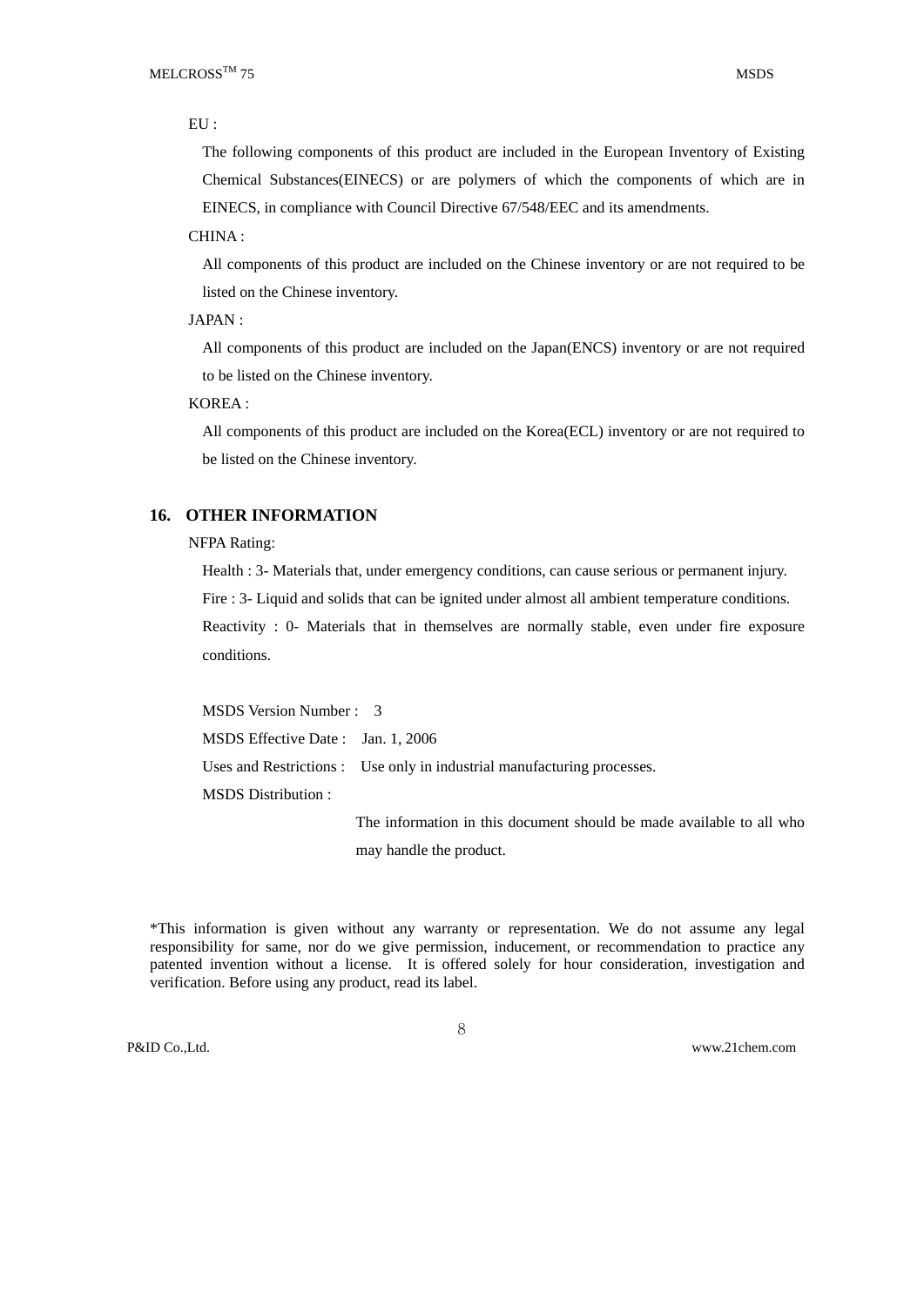EU :

The following components of this product are included in the European Inventory of Existing Chemical Substances(EINECS) or are polymers of which the components of which are in EINECS, in compliance with Council Directive 67/548/EEC and its amendments.

CHINA :

All components of this product are included on the Chinese inventory or are not required to be listed on the Chinese inventory.

JAPAN :

All components of this product are included on the Japan(ENCS) inventory or are not required to be listed on the Chinese inventory.

KOREA :

All components of this product are included on the Korea(ECL) inventory or are not required to be listed on the Chinese inventory.

## 16. OTHER INFORMATION

NFPA Rating:

Health : 3- Materials that, under emergency conditions, can cause serious or permanent injury.

Fire : 3- Liquid and solids that can be ignited under almost all ambient temperature conditions.

Reactivity : 0- Materials that in themselves are normally stable, even under fire exposure conditions.

MSDS Version Number : 3

MSDS Effective Date : Jan. 1, 2006

Uses and Restrictions : Use only in industrial manufacturing processes.

MSDS Distribution :

The information in this document should be made available to all who may handle the product.

*This information is given without any warranty or representation. We do not assume any legal responsibility for same, nor do we give permission, inducement, or recommendation to practice any patented invention without a license. It is offered solely for hour consideration, investigation and verification. Before using any product, read its label.